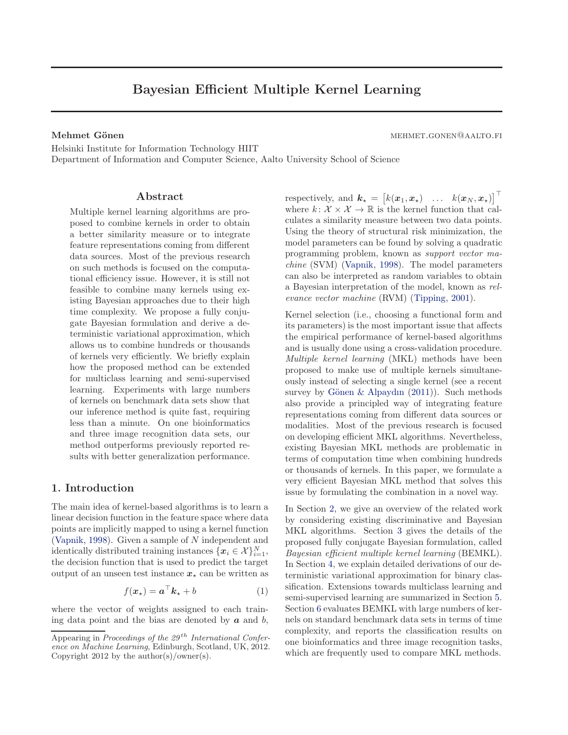# Bayesian Efficient Multiple Kernel Learning

**Mehmet Gönen** mehmet.gonen@aalto.fi

Helsinki Institute for Information Technology HIIT
Department of Information and Computer Science, Aalto University School of Science

## Abstract

Multiple kernel learning algorithms are proposed to combine kernels in order to obtain a better similarity measure or to integrate feature representations coming from different data sources. Most of the previous research on such methods is focused on the computational efficiency issue. However, it is still not feasible to combine many kernels using existing Bayesian approaches due to their high time complexity. We propose a fully conjugate Bayesian formulation and derive a deterministic variational approximation, which allows us to combine hundreds or thousands of kernels very efficiently. We briefly explain how the proposed method can be extended for multiclass learning and semi-supervised learning. Experiments with large numbers of kernels on benchmark data sets show that our inference method is quite fast, requiring less than a minute. On one bioinformatics and three image recognition data sets, our method outperforms previously reported results with better generalization performance.

## 1. Introduction

The main idea of kernel-based algorithms is to learn a linear decision function in the feature space where data points are implicitly mapped to using a kernel function (Vapnik, 1998). Given a sample of $N$ independent and identically distributed training instances $\{\boldsymbol{x}_i \in \mathcal{X}\}_{i=1}^N$, the decision function that is used to predict the target output of an unseen test instance $\boldsymbol{x}_\star$ can be written as

$$f(\boldsymbol{x}_\star) = \boldsymbol{a}^\top \boldsymbol{k}_\star + b \tag{1}$$

where the vector of weights assigned to each training data point and the bias are denoted by $\boldsymbol{a}$ and $b$, respectively, and $\boldsymbol{k}_\star = \begin{bmatrix} k(\boldsymbol{x}_1, \boldsymbol{x}_\star) & \dots & k(\boldsymbol{x}_N, \boldsymbol{x}_\star) \end{bmatrix}^\top$ where $k \colon \mathcal{X} \times \mathcal{X} \to \mathbb{R}$ is the kernel function that calculates a similarity measure between two data points. Using the theory of structural risk minimization, the model parameters can be found by solving a quadratic programming problem, known as *support vector machine* (SVM) (Vapnik, 1998). The model parameters can also be interpreted as random variables to obtain a Bayesian interpretation of the model, known as *relevance vector machine* (RVM) (Tipping, 2001).

Kernel selection (i.e., choosing a functional form and its parameters) is the most important issue that affects the empirical performance of kernel-based algorithms and is usually done using a cross-validation procedure. *Multiple kernel learning* (MKL) methods have been proposed to make use of multiple kernels simultaneously instead of selecting a single kernel (see a recent survey by Gönen & Alpaydın (2011)). Such methods also provide a principled way of integrating feature representations coming from different data sources or modalities. Most of the previous research is focused on developing efficient MKL algorithms. Nevertheless, existing Bayesian MKL methods are problematic in terms of computation time when combining hundreds or thousands of kernels. In this paper, we formulate a very efficient Bayesian MKL method that solves this issue by formulating the combination in a novel way.

In Section 2, we give an overview of the related work by considering existing discriminative and Bayesian MKL algorithms. Section 3 gives the details of the proposed fully conjugate Bayesian formulation, called *Bayesian efficient multiple kernel learning* (BEMKL). In Section 4, we explain detailed derivations of our deterministic variational approximation for binary classification. Extensions towards multiclass learning and semi-supervised learning are summarized in Section 5. Section 6 evaluates BEMKL with large numbers of kernels on standard benchmark data sets in terms of time complexity, and reports the classification results on one bioinformatics and three image recognition tasks, which are frequently used to compare MKL methods.

Appearing in *Proceedings of the 29th International Conference on Machine Learning*, Edinburgh, Scotland, UK, 2012. Copyright 2012 by the author(s)/owner(s).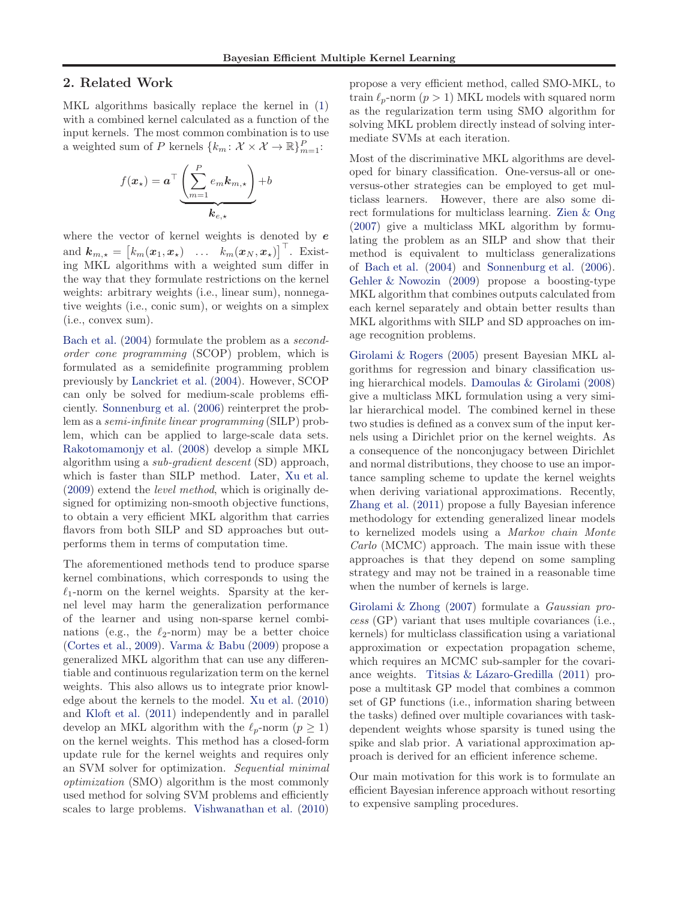## 2. Related Work

MKL algorithms basically replace the kernel in (1) with a combined kernel calculated as a function of the input kernels. The most common combination is to use a weighted sum of $P$ kernels $\{k_m \colon \mathcal{X} \times \mathcal{X} \to \mathbb{R}\}_{m=1}^{P}$:

$$f(\boldsymbol{x}_\star) = \boldsymbol{a}^\top \underbrace{\left( \sum_{m=1}^{P} e_m \boldsymbol{k}_{m,\star} \right)}_{\boldsymbol{k}_{e,\star}} + b$$

where the vector of kernel weights is denoted by $\boldsymbol{e}$ and $\boldsymbol{k}_{m,\star} = \begin{bmatrix} k_m(\boldsymbol{x}_1, \boldsymbol{x}_\star) & \dots & k_m(\boldsymbol{x}_N, \boldsymbol{x}_\star) \end{bmatrix}^\top$. Existing MKL algorithms with a weighted sum differ in the way that they formulate restrictions on the kernel weights: arbitrary weights (i.e., linear sum), nonnegative weights (i.e., conic sum), or weights on a simplex (i.e., convex sum).

Bach et al. (2004) formulate the problem as a *second-order cone programming* (SCOP) problem, which is formulated as a semidefinite programming problem previously by Lanckriet et al. (2004). However, SCOP can only be solved for medium-scale problems efficiently. Sonnenburg et al. (2006) reinterpret the problem as a *semi-infinite linear programming* (SILP) problem, which can be applied to large-scale data sets. Rakotomamonjy et al. (2008) develop a simple MKL algorithm using a *sub-gradient descent* (SD) approach, which is faster than SILP method. Later, Xu et al. (2009) extend the *level method*, which is originally designed for optimizing non-smooth objective functions, to obtain a very efficient MKL algorithm that carries flavors from both SILP and SD approaches but outperforms them in terms of computation time.

The aforementioned methods tend to produce sparse kernel combinations, which corresponds to using the $\ell_1$-norm on the kernel weights. Sparsity at the kernel level may harm the generalization performance of the learner and using non-sparse kernel combinations (e.g., the $\ell_2$-norm) may be a better choice (Cortes et al., 2009). Varma & Babu (2009) propose a generalized MKL algorithm that can use any differentiable and continuous regularization term on the kernel weights. This also allows us to integrate prior knowledge about the kernels to the model. Xu et al. (2010) and Kloft et al. (2011) independently and in parallel develop an MKL algorithm with the $\ell_p$-norm ($p \geq 1$) on the kernel weights. This method has a closed-form update rule for the kernel weights and requires only an SVM solver for optimization. *Sequential minimal optimization* (SMO) algorithm is the most commonly used method for solving SVM problems and efficiently scales to large problems. Vishwanathan et al. (2010) propose a very efficient method, called SMO-MKL, to train $\ell_p$-norm ($p > 1$) MKL models with squared norm as the regularization term using SMO algorithm for solving MKL problem directly instead of solving intermediate SVMs at each iteration.

Most of the discriminative MKL algorithms are developed for binary classification. One-versus-all or one-versus-other strategies can be employed to get multiclass learners. However, there are also some direct formulations for multiclass learning. Zien & Ong (2007) give a multiclass MKL algorithm by formulating the problem as an SILP and show that their method is equivalent to multiclass generalizations of Bach et al. (2004) and Sonnenburg et al. (2006). Gehler & Nowozin (2009) propose a boosting-type MKL algorithm that combines outputs calculated from each kernel separately and obtain better results than MKL algorithms with SILP and SD approaches on image recognition problems.

Girolami & Rogers (2005) present Bayesian MKL algorithms for regression and binary classification using hierarchical models. Damoulas & Girolami (2008) give a multiclass MKL formulation using a very similar hierarchical model. The combined kernel in these two studies is defined as a convex sum of the input kernels using a Dirichlet prior on the kernel weights. As a consequence of the nonconjugacy between Dirichlet and normal distributions, they choose to use an importance sampling scheme to update the kernel weights when deriving variational approximations. Recently, Zhang et al. (2011) propose a fully Bayesian inference methodology for extending generalized linear models to kernelized models using a *Markov chain Monte Carlo* (MCMC) approach. The main issue with these approaches is that they depend on some sampling strategy and may not be trained in a reasonable time when the number of kernels is large.

Girolami & Zhong (2007) formulate a *Gaussian process* (GP) variant that uses multiple covariances (i.e., kernels) for multiclass classification using a variational approximation or expectation propagation scheme, which requires an MCMC sub-sampler for the covariance weights. Titsias & Lázaro-Gredilla (2011) propose a multitask GP model that combines a common set of GP functions (i.e., information sharing between the tasks) defined over multiple covariances with task-dependent weights whose sparsity is tuned using the spike and slab prior. A variational approximation approach is derived for an efficient inference scheme.

Our main motivation for this work is to formulate an efficient Bayesian inference approach without resorting to expensive sampling procedures.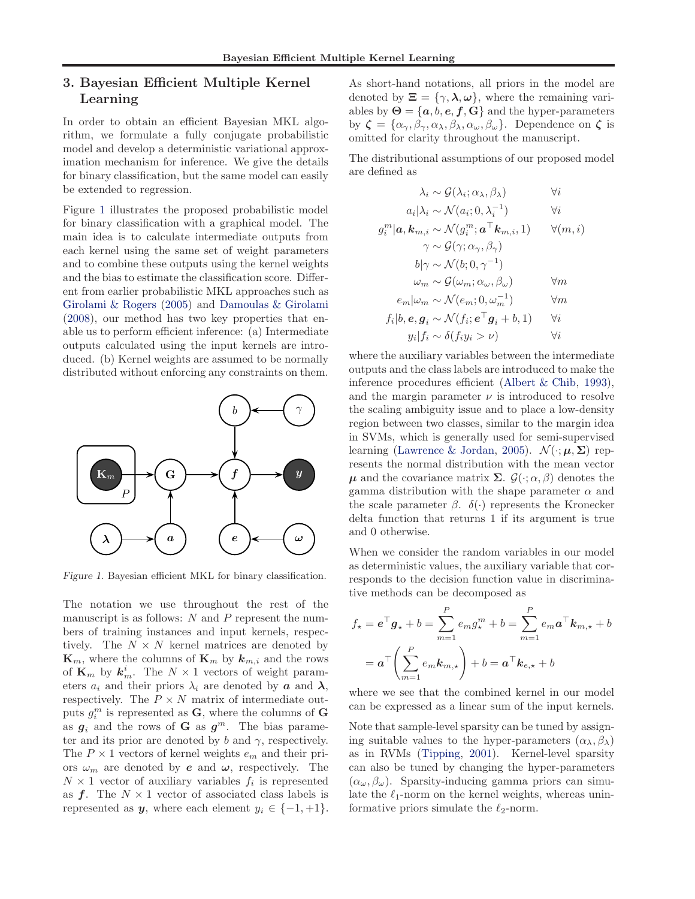## 3. Bayesian Efficient Multiple Kernel Learning

In order to obtain an efficient Bayesian MKL algorithm, we formulate a fully conjugate probabilistic model and develop a deterministic variational approximation mechanism for inference. We give the details for binary classification, but the same model can easily be extended to regression.

Figure 1 illustrates the proposed probabilistic model for binary classification with a graphical model. The main idea is to calculate intermediate outputs from each kernel using the same set of weight parameters and to combine these outputs using the kernel weights and the bias to estimate the classification score. Different from earlier probabilistic MKL approaches such as Girolami & Rogers (2005) and Damoulas & Girolami (2008), our method has two key properties that enable us to perform efficient inference: (a) Intermediate outputs calculated using the input kernels are introduced. (b) Kernel weights are assumed to be normally distributed without enforcing any constraints on them.

*Figure 1.* Bayesian efficient MKL for binary classification.

The notation we use throughout the rest of the manuscript is as follows: $N$ and $P$ represent the numbers of training instances and input kernels, respectively. The $N \times N$ kernel matrices are denoted by $\mathbf{K}_m$, where the columns of $\mathbf{K}_m$ by $\boldsymbol{k}_{m,i}$ and the rows of $\mathbf{K}_m$ by $\boldsymbol{k}_m^i$. The $N \times 1$ vectors of weight parameters $a_i$ and their priors $\lambda_i$ are denoted by $\boldsymbol{a}$ and $\boldsymbol{\lambda}$, respectively. The $P \times N$ matrix of intermediate outputs $g_i^m$ is represented as $\mathbf{G}$, where the columns of $\mathbf{G}$ as $\boldsymbol{g}_i$ and the rows of $\mathbf{G}$ as $\boldsymbol{g}^m$. The bias parameter and its prior are denoted by $b$ and $\gamma$, respectively. The $P \times 1$ vectors of kernel weights $e_m$ and their priors $\omega_m$ are denoted by $\boldsymbol{e}$ and $\boldsymbol{\omega}$, respectively. The $N \times 1$ vector of auxiliary variables $f_i$ is represented as $\boldsymbol{f}$. The $N \times 1$ vector of associated class labels is represented as $\boldsymbol{y}$, where each element $y_i \in \{-1, +1\}$.

As short-hand notations, all priors in the model are denoted by $\boldsymbol{\Xi} = \{\gamma, \boldsymbol{\lambda}, \boldsymbol{\omega}\}$, where the remaining variables by $\boldsymbol{\Theta} = \{\boldsymbol{a}, b, \boldsymbol{e}, \boldsymbol{f}, \mathbf{G}\}$ and the hyper-parameters by $\boldsymbol{\zeta} = \{\alpha_\gamma, \beta_\gamma, \alpha_\lambda, \beta_\lambda, \alpha_\omega, \beta_\omega\}$. Dependence on $\boldsymbol{\zeta}$ is omitted for clarity throughout the manuscript.

The distributional assumptions of our proposed model are defined as

$$
\begin{aligned}
\lambda_i &\sim \mathcal{G}(\lambda_i; \alpha_\lambda, \beta_\lambda) && \forall i \\
a_i | \lambda_i &\sim \mathcal{N}(a_i; 0, \lambda_i^{-1}) && \forall i \\
g_i^m | \boldsymbol{a}, \boldsymbol{k}_{m,i} &\sim \mathcal{N}(g_i^m; \boldsymbol{a}^\top \boldsymbol{k}_{m,i}, 1) && \forall (m, i) \\
\gamma &\sim \mathcal{G}(\gamma; \alpha_\gamma, \beta_\gamma) && \\
b | \gamma &\sim \mathcal{N}(b; 0, \gamma^{-1}) && \\
\omega_m &\sim \mathcal{G}(\omega_m; \alpha_\omega, \beta_\omega) && \forall m \\
e_m | \omega_m &\sim \mathcal{N}(e_m; 0, \omega_m^{-1}) && \forall m \\
f_i | b, \boldsymbol{e}, \boldsymbol{g}_i &\sim \mathcal{N}(f_i; \boldsymbol{e}^\top \boldsymbol{g}_i + b, 1) && \forall i \\
y_i | f_i &\sim \delta(f_i y_i > \nu) && \forall i
\end{aligned}
$$

where the auxiliary variables between the intermediate outputs and the class labels are introduced to make the inference procedures efficient (Albert & Chib, 1993), and the margin parameter $\nu$ is introduced to resolve the scaling ambiguity issue and to place a low-density region between two classes, similar to the margin idea in SVMs, which is generally used for semi-supervised learning (Lawrence & Jordan, 2005). $\mathcal{N}(\cdot; \boldsymbol{\mu}, \boldsymbol{\Sigma})$ represents the normal distribution with the mean vector $\boldsymbol{\mu}$ and the covariance matrix $\boldsymbol{\Sigma}$. $\mathcal{G}(\cdot; \alpha, \beta)$ denotes the gamma distribution with the shape parameter $\alpha$ and the scale parameter $\beta$. $\delta(\cdot)$ represents the Kronecker delta function that returns 1 if its argument is true and 0 otherwise.

When we consider the random variables in our model as deterministic values, the auxiliary variable that corresponds to the decision function value in discriminative methods can be decomposed as

$$
\begin{aligned}
f_\star &= \boldsymbol{e}^\top \boldsymbol{g}_\star + b = \sum_{m=1}^{P} e_m g_\star^m + b = \sum_{m=1}^{P} e_m \boldsymbol{a}^\top \boldsymbol{k}_{m,\star} + b \\
&= \boldsymbol{a}^\top \left( \sum_{m=1}^{P} e_m \boldsymbol{k}_{m,\star} \right) + b = \boldsymbol{a}^\top \boldsymbol{k}_{e,\star} + b
\end{aligned}
$$

where we see that the combined kernel in our model can be expressed as a linear sum of the input kernels.

Note that sample-level sparsity can be tuned by assigning suitable values to the hyper-parameters $(\alpha_\lambda, \beta_\lambda)$ as in RVMs (Tipping, 2001). Kernel-level sparsity can also be tuned by changing the hyper-parameters $(\alpha_\omega, \beta_\omega)$. Sparsity-inducing gamma priors can simulate the $\ell_1$-norm on the kernel weights, whereas uninformative priors simulate the $\ell_2$-norm.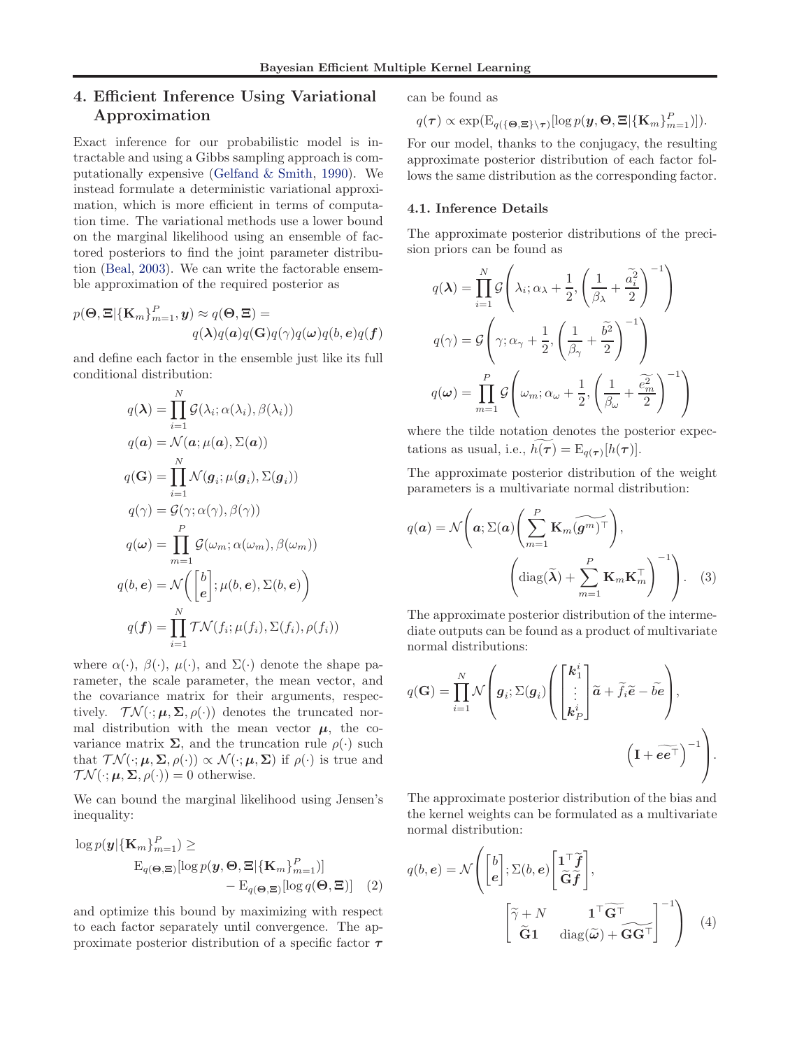## 4. Efficient Inference Using Variational Approximation

Exact inference for our probabilistic model is intractable and using a Gibbs sampling approach is computationally expensive (Gelfand & Smith, 1990). We instead formulate a deterministic variational approximation, which is more efficient in terms of computation time. The variational methods use a lower bound on the marginal likelihood using an ensemble of factored posteriors to find the joint parameter distribution (Beal, 2003). We can write the factorable ensemble approximation of the required posterior as

$$
p(\boldsymbol{\Theta}, \boldsymbol{\Xi} | \{\mathbf{K}_m\}_{m=1}^P, \boldsymbol{y}) \approx q(\boldsymbol{\Theta}, \boldsymbol{\Xi}) = q(\boldsymbol{\lambda}) q(\boldsymbol{a}) q(\mathbf{G}) q(\gamma) q(\boldsymbol{\omega}) q(b, \boldsymbol{e}) q(\boldsymbol{f})
$$

and define each factor in the ensemble just like its full conditional distribution:

$$
\begin{aligned}
q(\boldsymbol{\lambda}) &= \prod_{i=1}^{N} \mathcal{G}(\lambda_i; \alpha(\lambda_i), \beta(\lambda_i)) \\
q(\boldsymbol{a}) &= \mathcal{N}(\boldsymbol{a}; \mu(\boldsymbol{a}), \Sigma(\boldsymbol{a})) \\
q(\mathbf{G}) &= \prod_{i=1}^{N} \mathcal{N}(\boldsymbol{g}_i; \mu(\boldsymbol{g}_i), \Sigma(\boldsymbol{g}_i)) \\
q(\gamma) &= \mathcal{G}(\gamma; \alpha(\gamma), \beta(\gamma)) \\
q(\boldsymbol{\omega}) &= \prod_{m=1}^{P} \mathcal{G}(\omega_m; \alpha(\omega_m), \beta(\omega_m)) \\
q(b, \boldsymbol{e}) &= \mathcal{N}\left( \begin{bmatrix} b \\ \boldsymbol{e} \end{bmatrix}; \mu(b, \boldsymbol{e}), \Sigma(b, \boldsymbol{e}) \right) \\
q(\boldsymbol{f}) &= \prod_{i=1}^{N} \mathcal{TN}(f_i; \mu(f_i), \Sigma(f_i), \rho(f_i))
\end{aligned}
$$

where $\alpha(\cdot)$, $\beta(\cdot)$, $\mu(\cdot)$, and $\Sigma(\cdot)$ denote the shape parameter, the scale parameter, the mean vector, and the covariance matrix for their arguments, respectively. $\mathcal{TN}(\cdot; \boldsymbol{\mu}, \boldsymbol{\Sigma}, \rho(\cdot))$ denotes the truncated normal distribution with the mean vector $\boldsymbol{\mu}$, the covariance matrix $\boldsymbol{\Sigma}$, and the truncation rule $\rho(\cdot)$ such that $\mathcal{TN}(\cdot; \boldsymbol{\mu}, \boldsymbol{\Sigma}, \rho(\cdot)) \propto \mathcal{N}(\cdot; \boldsymbol{\mu}, \boldsymbol{\Sigma})$ if $\rho(\cdot)$ is true and $\mathcal{TN}(\cdot; \boldsymbol{\mu}, \boldsymbol{\Sigma}, \rho(\cdot)) = 0$ otherwise.

We can bound the marginal likelihood using Jensen's inequality:

$$
\log p(\boldsymbol{y} | \{\mathbf{K}_m\}_{m=1}^P) \geq \mathrm{E}_{q(\boldsymbol{\Theta}, \boldsymbol{\Xi})}[\log p(\boldsymbol{y}, \boldsymbol{\Theta}, \boldsymbol{\Xi} | \{\mathbf{K}_m\}_{m=1}^P)] - \mathrm{E}_{q(\boldsymbol{\Theta}, \boldsymbol{\Xi})}[\log q(\boldsymbol{\Theta}, \boldsymbol{\Xi})] \quad (2)
$$

and optimize this bound by maximizing with respect to each factor separately until convergence. The approximate posterior distribution of a specific factor $\boldsymbol{\tau}$ can be found as

$$
q(\boldsymbol{\tau}) \propto \exp(\mathrm{E}_{q(\{\boldsymbol{\Theta}, \boldsymbol{\Xi}\} \setminus \boldsymbol{\tau})}[\log p(\boldsymbol{y}, \boldsymbol{\Theta}, \boldsymbol{\Xi} | \{\mathbf{K}_m\}_{m=1}^P)]).
$$

For our model, thanks to the conjugacy, the resulting approximate posterior distribution of each factor follows the same distribution as the corresponding factor.

### 4.1. Inference Details

The approximate posterior distributions of the precision priors can be found as

$$
\begin{aligned}
q(\boldsymbol{\lambda}) &= \prod_{i=1}^{N} \mathcal{G}\left( \lambda_i; \alpha_\lambda + \frac{1}{2}, \left( \frac{1}{\beta_\lambda} + \frac{\widetilde{a_i^2}}{2} \right)^{-1} \right) \\
q(\gamma) &= \mathcal{G}\left( \gamma; \alpha_\gamma + \frac{1}{2}, \left( \frac{1}{\beta_\gamma} + \frac{\widetilde{b^2}}{2} \right)^{-1} \right) \\
q(\boldsymbol{\omega}) &= \prod_{m=1}^{P} \mathcal{G}\left( \omega_m; \alpha_\omega + \frac{1}{2}, \left( \frac{1}{\beta_\omega} + \frac{\widetilde{e_m^2}}{2} \right)^{-1} \right)
\end{aligned}
$$

where the tilde notation denotes the posterior expectations as usual, i.e., $\widetilde{h(\boldsymbol{\tau})} = \mathrm{E}_{q(\boldsymbol{\tau})}[h(\boldsymbol{\tau})]$.

The approximate posterior distribution of the weight parameters is a multivariate normal distribution:

$$
q(\boldsymbol{a}) = \mathcal{N}\left( \boldsymbol{a}; \Sigma(\boldsymbol{a}) \left( \sum_{m=1}^{P} \mathbf{K}_m \widetilde{(\boldsymbol{g}^m)^\top} \right), \left( \mathrm{diag}(\widetilde{\boldsymbol{\lambda}}) + \sum_{m=1}^{P} \mathbf{K}_m \mathbf{K}_m^\top \right)^{-1} \right). \quad (3)
$$

The approximate posterior distribution of the intermediate outputs can be found as a product of multivariate normal distributions:

$$
q(\mathbf{G}) = \prod_{i=1}^{N} \mathcal{N}\left( \boldsymbol{g}_i; \Sigma(\boldsymbol{g}_i) \left( \begin{bmatrix} \boldsymbol{k}_1^i \\ \vdots \\ \boldsymbol{k}_P^i \end{bmatrix} \widetilde{\boldsymbol{a}} + \widetilde{f}_i \widetilde{\boldsymbol{e}} - \widetilde{b\boldsymbol{e}} \right), \left( \mathbf{I} + \widetilde{\boldsymbol{e}\boldsymbol{e}^\top} \right)^{-1} \right).
$$

The approximate posterior distribution of the bias and the kernel weights can be formulated as a multivariate normal distribution:

$$
q(b, \boldsymbol{e}) = \mathcal{N}\left( \begin{bmatrix} b \\ \boldsymbol{e} \end{bmatrix}; \Sigma(b, \boldsymbol{e}) \begin{bmatrix} \mathbf{1}^\top \widetilde{\boldsymbol{f}} \\ \widetilde{\mathbf{G}} \widetilde{\boldsymbol{f}} \end{bmatrix}, \begin{bmatrix} \widetilde{\gamma} + N & \mathbf{1}^\top \widetilde{\mathbf{G}^\top} \\ \widetilde{\mathbf{G}} \mathbf{1} & \mathrm{diag}(\widetilde{\boldsymbol{\omega}}) + \widetilde{\mathbf{G}\mathbf{G}^\top} \end{bmatrix}^{-1} \right) \quad (4)
$$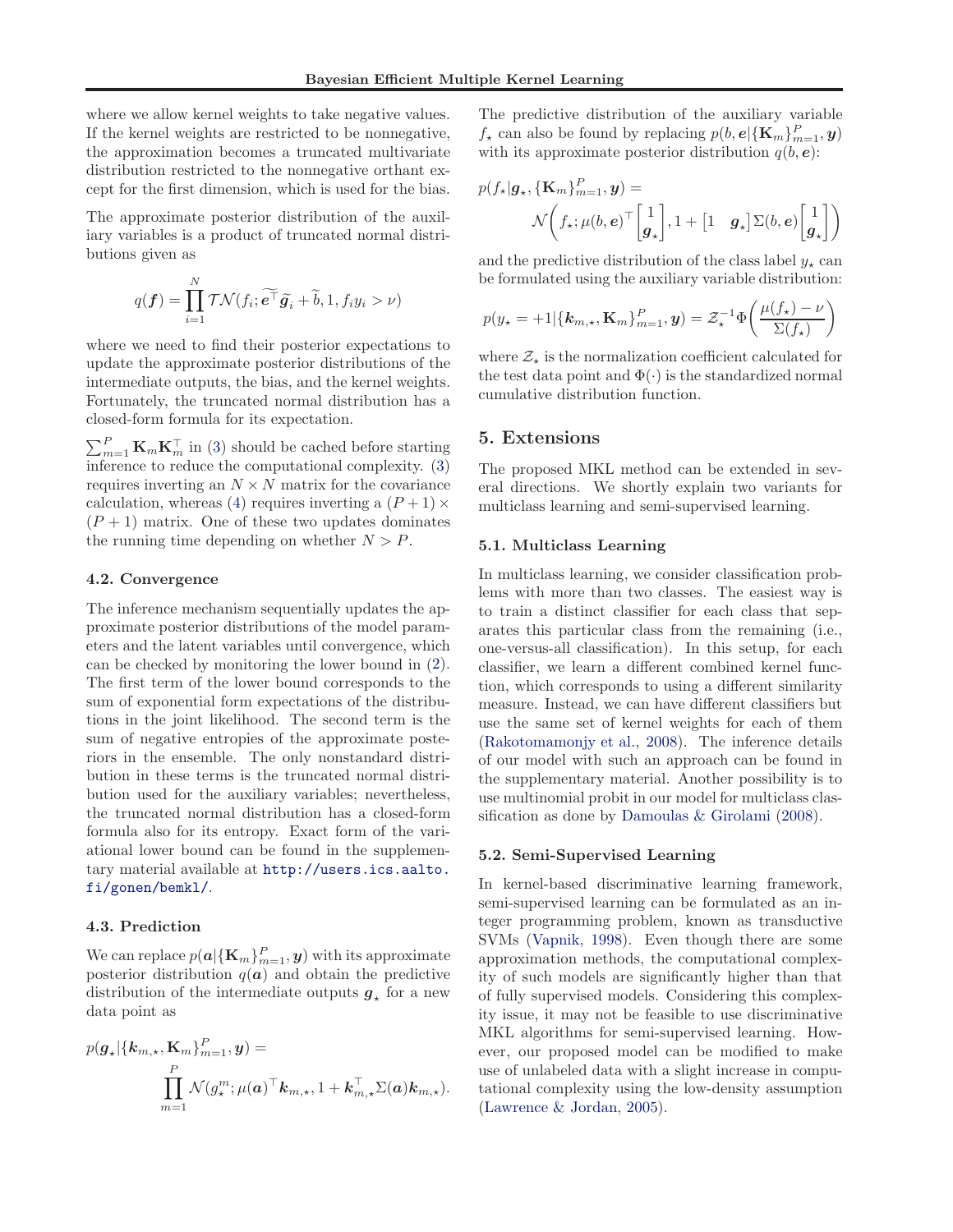where we allow kernel weights to take negative values. If the kernel weights are restricted to be nonnegative, the approximation becomes a truncated multivariate distribution restricted to the nonnegative orthant except for the first dimension, which is used for the bias.

The approximate posterior distribution of the auxiliary variables is a product of truncated normal distributions given as

$$q(\boldsymbol{f}) = \prod_{i=1}^{N} \mathcal{TN}(f_i; \widetilde{\boldsymbol{e}}^\top \widetilde{\boldsymbol{g}}_i + \widetilde{b}, 1, f_i y_i > \nu)$$

where we need to find their posterior expectations to update the approximate posterior distributions of the intermediate outputs, the bias, and the kernel weights. Fortunately, the truncated normal distribution has a closed-form formula for its expectation.

$\sum_{m=1}^{P} \mathbf{K}_m \mathbf{K}_m^\top$ in (3) should be cached before starting inference to reduce the computational complexity. (3) requires inverting an $N \times N$ matrix for the covariance calculation, whereas (4) requires inverting a $(P+1) \times (P+1)$ matrix. One of these two updates dominates the running time depending on whether $N > P$.

### 4.2. Convergence

The inference mechanism sequentially updates the approximate posterior distributions of the model parameters and the latent variables until convergence, which can be checked by monitoring the lower bound in (2). The first term of the lower bound corresponds to the sum of exponential form expectations of the distributions in the joint likelihood. The second term is the sum of negative entropies of the approximate posteriors in the ensemble. The only nonstandard distribution in these terms is the truncated normal distribution used for the auxiliary variables; nevertheless, the truncated normal distribution has a closed-form formula also for its entropy. Exact form of the variational lower bound can be found in the supplementary material available at http://users.ics.aalto.fi/gonen/bemkl/.

### 4.3. Prediction

We can replace $p(\boldsymbol{a}|\{\mathbf{K}_m\}_{m=1}^P, \boldsymbol{y})$ with its approximate posterior distribution $q(\boldsymbol{a})$ and obtain the predictive distribution of the intermediate outputs $\boldsymbol{g}_\star$ for a new data point as

$$p(\boldsymbol{g}_\star|\{\boldsymbol{k}_{m,\star}, \mathbf{K}_m\}_{m=1}^P, \boldsymbol{y}) = \prod_{m=1}^{P} \mathcal{N}(g_\star^m; \mu(\boldsymbol{a})^\top \boldsymbol{k}_{m,\star}, 1 + \boldsymbol{k}_{m,\star}^\top \Sigma(\boldsymbol{a}) \boldsymbol{k}_{m,\star}).$$

The predictive distribution of the auxiliary variable $f_\star$ can also be found by replacing $p(b, \boldsymbol{e}|\{\mathbf{K}_m\}_{m=1}^P, \boldsymbol{y})$ with its approximate posterior distribution $q(b, \boldsymbol{e})$:

$$p(f_\star|\boldsymbol{g}_\star, \{\mathbf{K}_m\}_{m=1}^P, \boldsymbol{y}) = \mathcal{N}\left(f_\star; \mu(b, \boldsymbol{e})^\top \begin{bmatrix} 1 \\ \boldsymbol{g}_\star \end{bmatrix}, 1 + \begin{bmatrix} 1 & \boldsymbol{g}_\star \end{bmatrix} \Sigma(b, \boldsymbol{e}) \begin{bmatrix} 1 \\ \boldsymbol{g}_\star \end{bmatrix}\right)$$

and the predictive distribution of the class label $y_\star$ can be formulated using the auxiliary variable distribution:

$$p(y_\star = +1|\{\boldsymbol{k}_{m,\star}, \mathbf{K}_m\}_{m=1}^P, \boldsymbol{y}) = \mathcal{Z}_\star^{-1} \Phi\left(\frac{\mu(f_\star) - \nu}{\Sigma(f_\star)}\right)$$

where $\mathcal{Z}_\star$ is the normalization coefficient calculated for the test data point and $\Phi(\cdot)$ is the standardized normal cumulative distribution function.

## 5. Extensions

The proposed MKL method can be extended in several directions. We shortly explain two variants for multiclass learning and semi-supervised learning.

### 5.1. Multiclass Learning

In multiclass learning, we consider classification problems with more than two classes. The easiest way is to train a distinct classifier for each class that separates this particular class from the remaining (i.e., one-versus-all classification). In this setup, for each classifier, we learn a different combined kernel function, which corresponds to using a different similarity measure. Instead, we can have different classifiers but use the same set of kernel weights for each of them (Rakotomamonjy et al., 2008). The inference details of our model with such an approach can be found in the supplementary material. Another possibility is to use multinomial probit in our model for multiclass classification as done by Damoulas & Girolami (2008).

### 5.2. Semi-Supervised Learning

In kernel-based discriminative learning framework, semi-supervised learning can be formulated as an integer programming problem, known as transductive SVMs (Vapnik, 1998). Even though there are some approximation methods, the computational complexity of such models are significantly higher than that of fully supervised models. Considering this complexity issue, it may not be feasible to use discriminative MKL algorithms for semi-supervised learning. However, our proposed model can be modified to make use of unlabeled data with a slight increase in computational complexity using the low-density assumption (Lawrence & Jordan, 2005).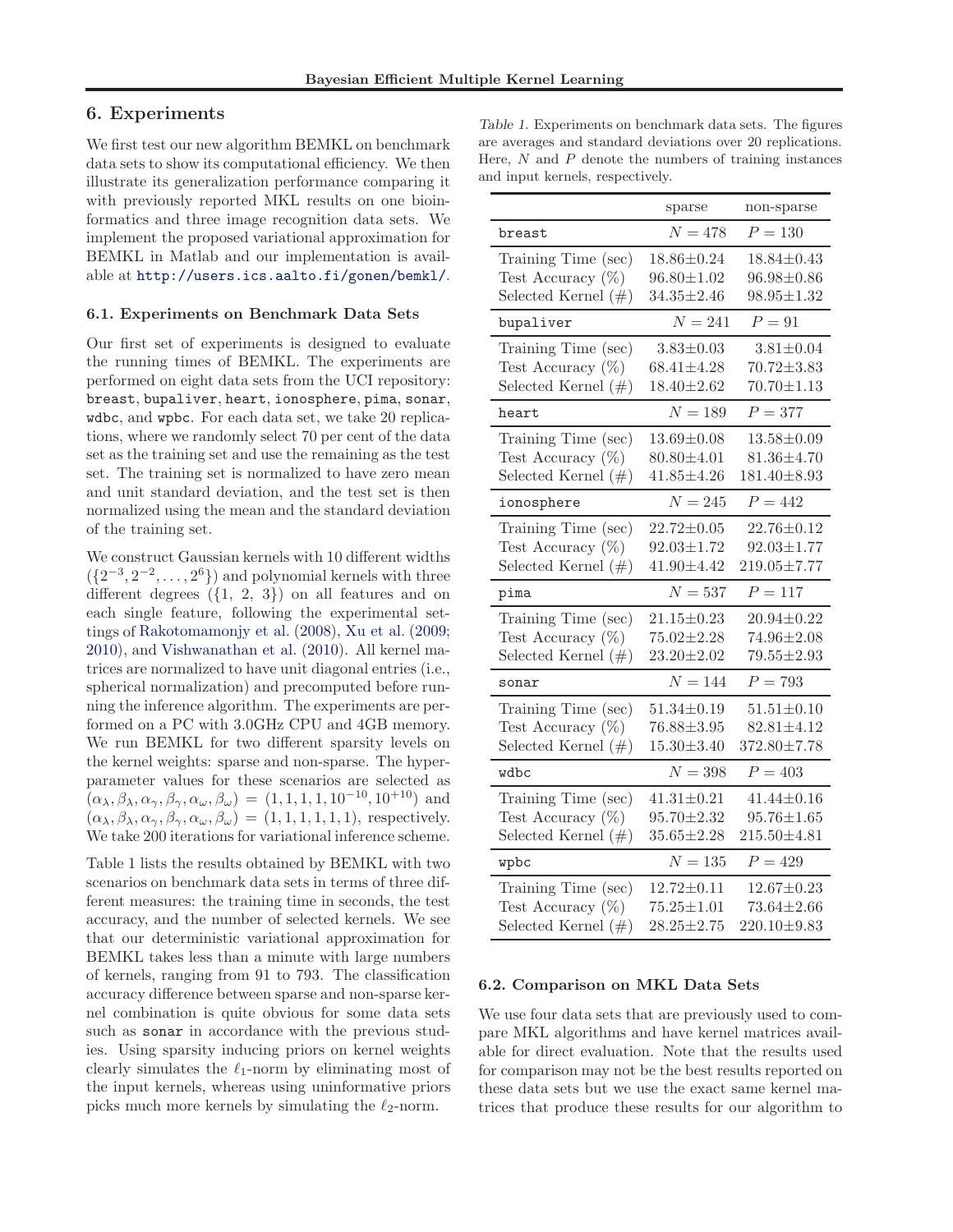## 6. Experiments

We first test our new algorithm BEMKL on benchmark data sets to show its computational efficiency. We then illustrate its generalization performance comparing it with previously reported MKL results on one bioinformatics and three image recognition data sets. We implement the proposed variational approximation for BEMKL in Matlab and our implementation is available at http://users.ics.aalto.fi/gonen/bemkl/.

### 6.1. Experiments on Benchmark Data Sets

Our first set of experiments is designed to evaluate the running times of BEMKL. The experiments are performed on eight data sets from the UCI repository: `breast`, `bupaliver`, `heart`, `ionosphere`, `pima`, `sonar`, `wdbc`, and `wpbc`. For each data set, we take 20 replications, where we randomly select 70 per cent of the data set as the training set and use the remaining as the test set. The training set is normalized to have zero mean and unit standard deviation, and the test set is then normalized using the mean and the standard deviation of the training set.

We construct Gaussian kernels with 10 different widths ($\{2^{-3}, 2^{-2}, \dots, 2^{6}\}$) and polynomial kernels with three different degrees ($\{1, 2, 3\}$) on all features and on each single feature, following the experimental settings of Rakotomamonjy et al. (2008), Xu et al. (2009; 2010), and Vishwanathan et al. (2010). All kernel matrices are normalized to have unit diagonal entries (i.e., spherical normalization) and precomputed before running the inference algorithm. The experiments are performed on a PC with 3.0GHz CPU and 4GB memory. We run BEMKL for two different sparsity levels on the kernel weights: sparse and non-sparse. The hyper-parameter values for these scenarios are selected as $(\alpha_\lambda, \beta_\lambda, \alpha_\gamma, \beta_\gamma, \alpha_\omega, \beta_\omega) = (1, 1, 1, 1, 10^{-10}, 10^{+10})$ and $(\alpha_\lambda, \beta_\lambda, \alpha_\gamma, \beta_\gamma, \alpha_\omega, \beta_\omega) = (1, 1, 1, 1, 1, 1)$, respectively. We take 200 iterations for variational inference scheme.

Table 1 lists the results obtained by BEMKL with two scenarios on benchmark data sets in terms of three different measures: the training time in seconds, the test accuracy, and the number of selected kernels. We see that our deterministic variational approximation for BEMKL takes less than a minute with large numbers of kernels, ranging from 91 to 793. The classification accuracy difference between sparse and non-sparse kernel combination is quite obvious for some data sets such as `sonar` in accordance with the previous studies. Using sparsity inducing priors on kernel weights clearly simulates the $\ell_1$-norm by eliminating most of the input kernels, whereas using uninformative priors picks much more kernels by simulating the $\ell_2$-norm.

*Table 1.* Experiments on benchmark data sets. The figures are averages and standard deviations over 20 replications. Here, $N$ and $P$ denote the numbers of training instances and input kernels, respectively.

| | sparse | non-sparse |
|---|---|---|
| `breast` | $N = 478$ | $P = 130$ |
| Training Time (sec) | 18.86±0.24 | 18.84±0.43 |
| Test Accuracy (%) | 96.80±1.02 | 96.98±0.86 |
| Selected Kernel (#) | 34.35±2.46 | 98.95±1.32 |
| `bupaliver` | $N = 241$ | $P = 91$ |
| Training Time (sec) | 3.83±0.03 | 3.81±0.04 |
| Test Accuracy (%) | 68.41±4.28 | 70.72±3.83 |
| Selected Kernel (#) | 18.40±2.62 | 70.70±1.13 |
| `heart` | $N = 189$ | $P = 377$ |
| Training Time (sec) | 13.69±0.08 | 13.58±0.09 |
| Test Accuracy (%) | 80.80±4.01 | 81.36±4.70 |
| Selected Kernel (#) | 41.85±4.26 | 181.40±8.93 |
| `ionosphere` | $N = 245$ | $P = 442$ |
| Training Time (sec) | 22.72±0.05 | 22.76±0.12 |
| Test Accuracy (%) | 92.03±1.72 | 92.03±1.77 |
| Selected Kernel (#) | 41.90±4.42 | 219.05±7.77 |
| `pima` | $N = 537$ | $P = 117$ |
| Training Time (sec) | 21.15±0.23 | 20.94±0.22 |
| Test Accuracy (%) | 75.02±2.28 | 74.96±2.08 |
| Selected Kernel (#) | 23.20±2.02 | 79.55±2.93 |
| `sonar` | $N = 144$ | $P = 793$ |
| Training Time (sec) | 51.34±0.19 | 51.51±0.10 |
| Test Accuracy (%) | 76.88±3.95 | 82.81±4.12 |
| Selected Kernel (#) | 15.30±3.40 | 372.80±7.78 |
| `wdbc` | $N = 398$ | $P = 403$ |
| Training Time (sec) | 41.31±0.21 | 41.44±0.16 |
| Test Accuracy (%) | 95.70±2.32 | 95.76±1.65 |
| Selected Kernel (#) | 35.65±2.28 | 215.50±4.81 |
| `wpbc` | $N = 135$ | $P = 429$ |
| Training Time (sec) | 12.72±0.11 | 12.67±0.23 |
| Test Accuracy (%) | 75.25±1.01 | 73.64±2.66 |
| Selected Kernel (#) | 28.25±2.75 | 220.10±9.83 |

### 6.2. Comparison on MKL Data Sets

We use four data sets that are previously used to compare MKL algorithms and have kernel matrices available for direct evaluation. Note that the results used for comparison may not be the best results reported on these data sets but we use the exact same kernel matrices that produce these results for our algorithm to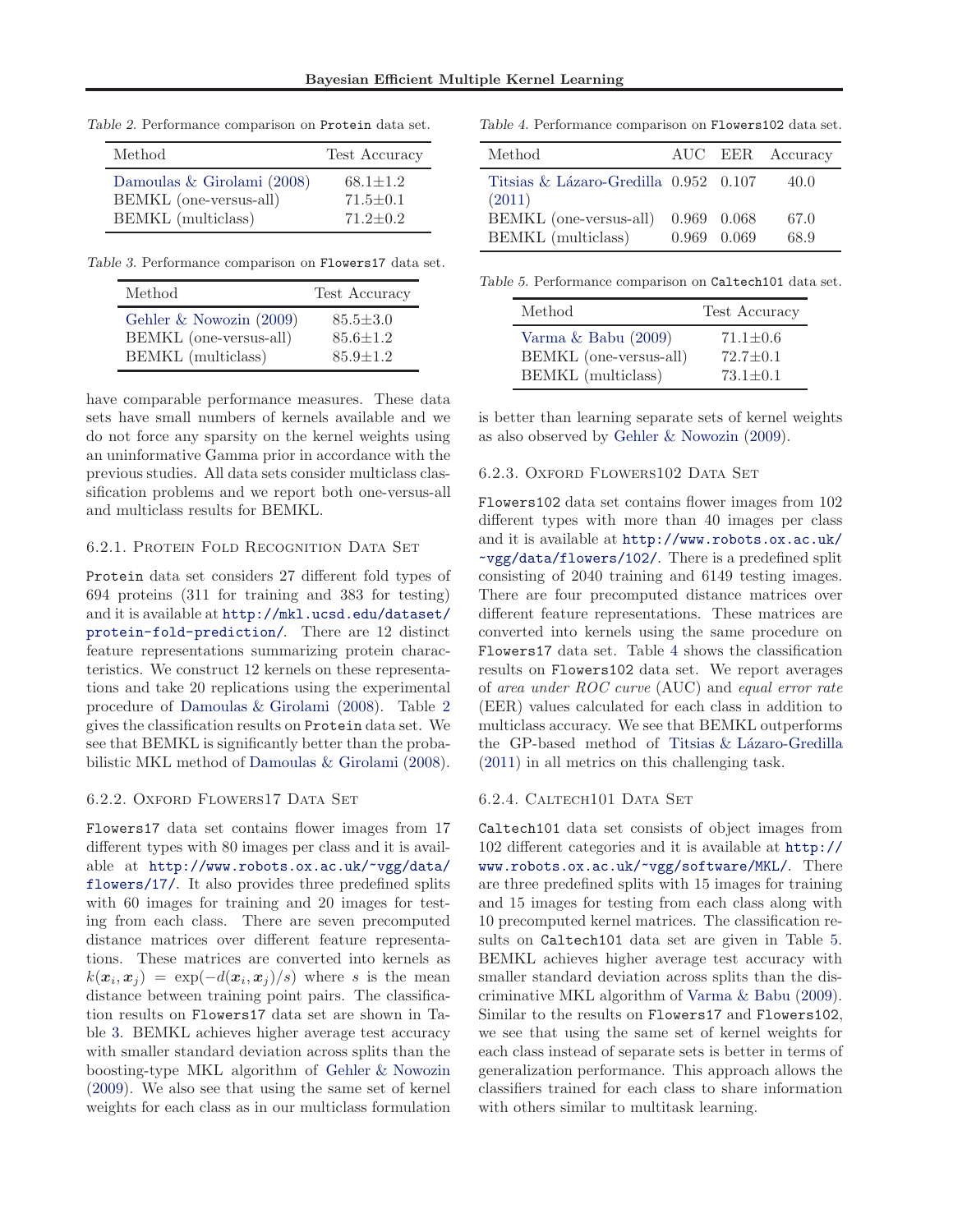Table 2. Performance comparison on Protein data set.

| Method | Test Accuracy |
|---|---|
| Damoulas & Girolami (2008) | 68.1±1.2 |
| BEMKL (one-versus-all) | 71.5±0.1 |
| BEMKL (multiclass) | 71.2±0.2 |

Table 3. Performance comparison on Flowers17 data set.

| Method | Test Accuracy |
|---|---|
| Gehler & Nowozin (2009) | 85.5±3.0 |
| BEMKL (one-versus-all) | 85.6±1.2 |
| BEMKL (multiclass) | 85.9±1.2 |

have comparable performance measures. These data sets have small numbers of kernels available and we do not force any sparsity on the kernel weights using an uninformative Gamma prior in accordance with the previous studies. All data sets consider multiclass classification problems and we report both one-versus-all and multiclass results for BEMKL.

#### 6.2.1. Protein Fold Recognition Data Set

Protein data set considers 27 different fold types of 694 proteins (311 for training and 383 for testing) and it is available at http://mkl.ucsd.edu/dataset/protein-fold-prediction/. There are 12 distinct feature representations summarizing protein characteristics. We construct 12 kernels on these representations and take 20 replications using the experimental procedure of Damoulas & Girolami (2008). Table 2 gives the classification results on Protein data set. We see that BEMKL is significantly better than the probabilistic MKL method of Damoulas & Girolami (2008).

#### 6.2.2. Oxford Flowers17 Data Set

Flowers17 data set contains flower images from 17 different types with 80 images per class and it is available at http://www.robots.ox.ac.uk/~vgg/data/flowers/17/. It also provides three predefined splits with 60 images for training and 20 images for testing from each class. There are seven precomputed distance matrices over different feature representations. These matrices are converted into kernels as $k(\boldsymbol{x}_i, \boldsymbol{x}_j) = \exp(-d(\boldsymbol{x}_i, \boldsymbol{x}_j)/s)$ where $s$ is the mean distance between training point pairs. The classification results on Flowers17 data set are shown in Table 3. BEMKL achieves higher average test accuracy with smaller standard deviation across splits than the boosting-type MKL algorithm of Gehler & Nowozin (2009). We also see that using the same set of kernel weights for each class as in our multiclass formulation is better than learning separate sets of kernel weights as also observed by Gehler & Nowozin (2009).

Table 4. Performance comparison on Flowers102 data set.

| Method | AUC | EER | Accuracy |
|---|---|---|---|
| Titsias & Lázaro-Gredilla (2011) | 0.952 | 0.107 | 40.0 |
| BEMKL (one-versus-all) | 0.969 | 0.068 | 67.0 |
| BEMKL (multiclass) | 0.969 | 0.069 | 68.9 |

Table 5. Performance comparison on Caltech101 data set.

| Method | Test Accuracy |
|---|---|
| Varma & Babu (2009) | 71.1±0.6 |
| BEMKL (one-versus-all) | 72.7±0.1 |
| BEMKL (multiclass) | 73.1±0.1 |

#### 6.2.3. Oxford Flowers102 Data Set

Flowers102 data set contains flower images from 102 different types with more than 40 images per class and it is available at http://www.robots.ox.ac.uk/~vgg/data/flowers/102/. There is a predefined split consisting of 2040 training and 6149 testing images. There are four precomputed distance matrices over different feature representations. These matrices are converted into kernels using the same procedure on Flowers17 data set. Table 4 shows the classification results on Flowers102 data set. We report averages of *area under ROC curve* (AUC) and *equal error rate* (EER) values calculated for each class in addition to multiclass accuracy. We see that BEMKL outperforms the GP-based method of Titsias & Lázaro-Gredilla (2011) in all metrics on this challenging task.

#### 6.2.4. Caltech101 Data Set

Caltech101 data set consists of object images from 102 different categories and it is available at http://www.robots.ox.ac.uk/~vgg/software/MKL/. There are three predefined splits with 15 images for training and 15 images for testing from each class along with 10 precomputed kernel matrices. The classification results on Caltech101 data set are given in Table 5. BEMKL achieves higher average test accuracy with smaller standard deviation across splits than the discriminative MKL algorithm of Varma & Babu (2009). Similar to the results on Flowers17 and Flowers102, we see that using the same set of kernel weights for each class instead of separate sets is better in terms of generalization performance. This approach allows the classifiers trained for each class to share information with others similar to multitask learning.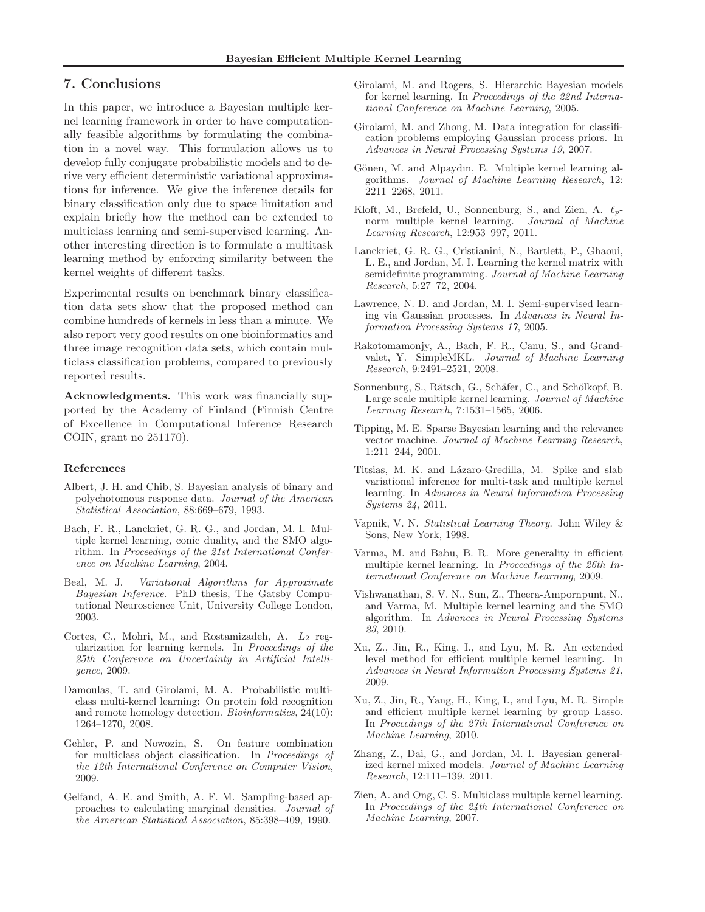## 7. Conclusions

In this paper, we introduce a Bayesian multiple kernel learning framework in order to have computationally feasible algorithms by formulating the combination in a novel way. This formulation allows us to develop fully conjugate probabilistic models and to derive very efficient deterministic variational approximations for inference. We give the inference details for binary classification only due to space limitation and explain briefly how the method can be extended to multiclass learning and semi-supervised learning. Another interesting direction is to formulate a multitask learning method by enforcing similarity between the kernel weights of different tasks.

Experimental results on benchmark binary classification data sets show that the proposed method can combine hundreds of kernels in less than a minute. We also report very good results on one bioinformatics and three image recognition data sets, which contain multiclass classification problems, compared to previously reported results.

**Acknowledgments.** This work was financially supported by the Academy of Finland (Finnish Centre of Excellence in Computational Inference Research COIN, grant no 251170).

### References

Albert, J. H. and Chib, S. Bayesian analysis of binary and polychotomous response data. *Journal of the American Statistical Association*, 88:669–679, 1993.

Bach, F. R., Lanckriet, G. R. G., and Jordan, M. I. Multiple kernel learning, conic duality, and the SMO algorithm. In *Proceedings of the 21st International Conference on Machine Learning*, 2004.

Beal, M. J. *Variational Algorithms for Approximate Bayesian Inference*. PhD thesis, The Gatsby Computational Neuroscience Unit, University College London, 2003.

Cortes, C., Mohri, M., and Rostamizadeh, A. $L_2$ regularization for learning kernels. In *Proceedings of the 25th Conference on Uncertainty in Artificial Intelligence*, 2009.

Damoulas, T. and Girolami, M. A. Probabilistic multiclass multi-kernel learning: On protein fold recognition and remote homology detection. *Bioinformatics*, 24(10): 1264–1270, 2008.

Gehler, P. and Nowozin, S. On feature combination for multiclass object classification. In *Proceedings of the 12th International Conference on Computer Vision*, 2009.

Gelfand, A. E. and Smith, A. F. M. Sampling-based approaches to calculating marginal densities. *Journal of the American Statistical Association*, 85:398–409, 1990.

Girolami, M. and Rogers, S. Hierarchic Bayesian models for kernel learning. In *Proceedings of the 22nd International Conference on Machine Learning*, 2005.

Girolami, M. and Zhong, M. Data integration for classification problems employing Gaussian process priors. In *Advances in Neural Processing Systems 19*, 2007.

Gönen, M. and Alpaydın, E. Multiple kernel learning algorithms. *Journal of Machine Learning Research*, 12: 2211–2268, 2011.

Kloft, M., Brefeld, U., Sonnenburg, S., and Zien, A. $\ell_p$-norm multiple kernel learning. *Journal of Machine Learning Research*, 12:953–997, 2011.

Lanckriet, G. R. G., Cristianini, N., Bartlett, P., Ghaoui, L. E., and Jordan, M. I. Learning the kernel matrix with semidefinite programming. *Journal of Machine Learning Research*, 5:27–72, 2004.

Lawrence, N. D. and Jordan, M. I. Semi-supervised learning via Gaussian processes. In *Advances in Neural Information Processing Systems 17*, 2005.

Rakotomamonjy, A., Bach, F. R., Canu, S., and Grandvalet, Y. SimpleMKL. *Journal of Machine Learning Research*, 9:2491–2521, 2008.

Sonnenburg, S., Rätsch, G., Schäfer, C., and Schölkopf, B. Large scale multiple kernel learning. *Journal of Machine Learning Research*, 7:1531–1565, 2006.

Tipping, M. E. Sparse Bayesian learning and the relevance vector machine. *Journal of Machine Learning Research*, 1:211–244, 2001.

Titsias, M. K. and Lázaro-Gredilla, M. Spike and slab variational inference for multi-task and multiple kernel learning. In *Advances in Neural Information Processing Systems 24*, 2011.

Vapnik, V. N. *Statistical Learning Theory*. John Wiley & Sons, New York, 1998.

Varma, M. and Babu, B. R. More generality in efficient multiple kernel learning. In *Proceedings of the 26th International Conference on Machine Learning*, 2009.

Vishwanathan, S. V. N., Sun, Z., Theera-Ampornpunt, N., and Varma, M. Multiple kernel learning and the SMO algorithm. In *Advances in Neural Processing Systems 23*, 2010.

Xu, Z., Jin, R., King, I., and Lyu, M. R. An extended level method for efficient multiple kernel learning. In *Advances in Neural Information Processing Systems 21*, 2009.

Xu, Z., Jin, R., Yang, H., King, I., and Lyu, M. R. Simple and efficient multiple kernel learning by group Lasso. In *Proceedings of the 27th International Conference on Machine Learning*, 2010.

Zhang, Z., Dai, G., and Jordan, M. I. Bayesian generalized kernel mixed models. *Journal of Machine Learning Research*, 12:111–139, 2011.

Zien, A. and Ong, C. S. Multiclass multiple kernel learning. In *Proceedings of the 24th International Conference on Machine Learning*, 2007.